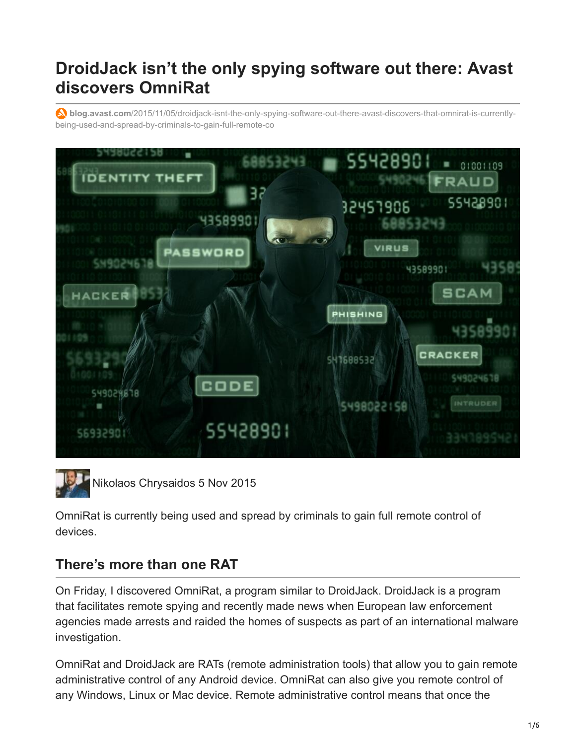# DroidJack isn't the only spying software out there: Avast discovers OmniRat

blog.avast.com/2015/11/05/droidjack-isnt-the-only-spying-software-out-there-avast-discovers-that-omnirat-is-currently-being-used-and-spread-by-criminals-to-gain-full-remote-co

Nikolaos Chrysaidos 5 Nov 2015

OmniRat is currently being used and spread by criminals to gain full remote control of devices.

## There's more than one RAT

On Friday, I discovered OmniRat, a program similar to DroidJack. DroidJack is a program that facilitates remote spying and recently made news when European law enforcement agencies made arrests and raided the homes of suspects as part of an international malware investigation.

OmniRat and DroidJack are RATs (remote administration tools) that allow you to gain remote administrative control of any Android device. OmniRat can also give you remote control of any Windows, Linux or Mac device. Remote administrative control means that once the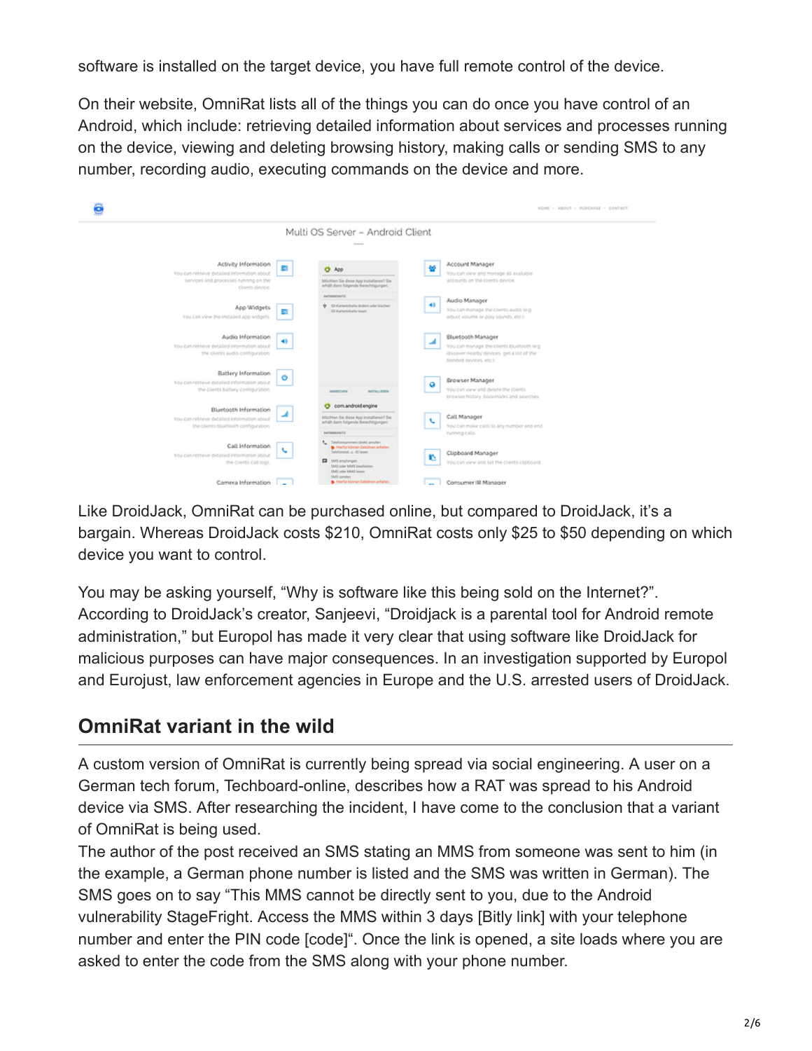software is installed on the target device, you have full remote control of the device.

On their website, OmniRat lists all of the things you can do once you have control of an Android, which include: retrieving detailed information about services and processes running on the device, viewing and deleting browsing history, making calls or sending SMS to any number, recording audio, executing commands on the device and more.

Like DroidJack, OmniRat can be purchased online, but compared to DroidJack, it's a bargain. Whereas DroidJack costs $210, OmniRat costs only $25 to $50 depending on which device you want to control.

You may be asking yourself, "Why is software like this being sold on the Internet?". According to DroidJack's creator, Sanjeevi, "Droidjack is a parental tool for Android remote administration," but Europol has made it very clear that using software like DroidJack for malicious purposes can have major consequences. In an investigation supported by Europol and Eurojust, law enforcement agencies in Europe and the U.S. arrested users of DroidJack.

## OmniRat variant in the wild

A custom version of OmniRat is currently being spread via social engineering. A user on a German tech forum, Techboard-online, describes how a RAT was spread to his Android device via SMS. After researching the incident, I have come to the conclusion that a variant of OmniRat is being used.
The author of the post received an SMS stating an MMS from someone was sent to him (in the example, a German phone number is listed and the SMS was written in German). The SMS goes on to say "This MMS cannot be directly sent to you, due to the Android vulnerability StageFright. Access the MMS within 3 days [Bitly link] with your telephone number and enter the PIN code [code]". Once the link is opened, a site loads where you are asked to enter the code from the SMS along with your phone number.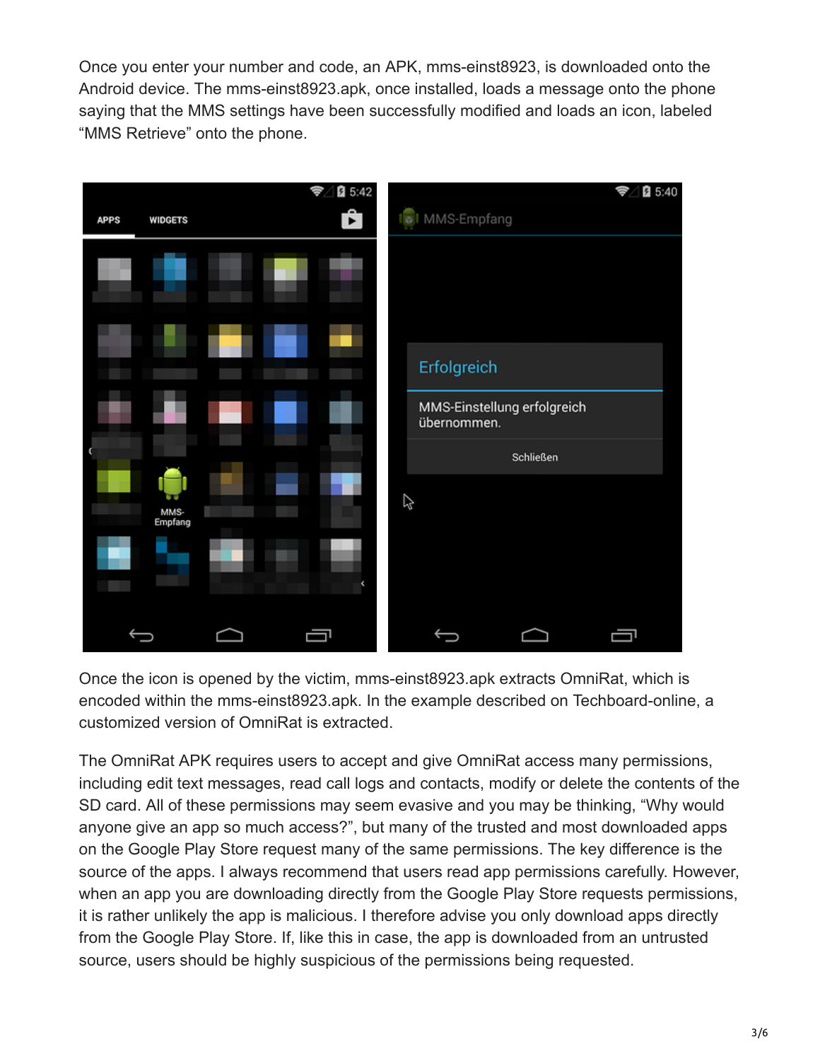Once you enter your number and code, an APK, mms-einst8923, is downloaded onto the Android device. The mms-einst8923.apk, once installed, loads a message onto the phone saying that the MMS settings have been successfully modified and loads an icon, labeled "MMS Retrieve" onto the phone.

Once the icon is opened by the victim, mms-einst8923.apk extracts OmniRat, which is encoded within the mms-einst8923.apk. In the example described on Techboard-online, a customized version of OmniRat is extracted.

The OmniRat APK requires users to accept and give OmniRat access many permissions, including edit text messages, read call logs and contacts, modify or delete the contents of the SD card. All of these permissions may seem evasive and you may be thinking, "Why would anyone give an app so much access?", but many of the trusted and most downloaded apps on the Google Play Store request many of the same permissions. The key difference is the source of the apps. I always recommend that users read app permissions carefully. However, when an app you are downloading directly from the Google Play Store requests permissions, it is rather unlikely the app is malicious. I therefore advise you only download apps directly from the Google Play Store. If, like this in case, the app is downloaded from an untrusted source, users should be highly suspicious of the permissions being requested.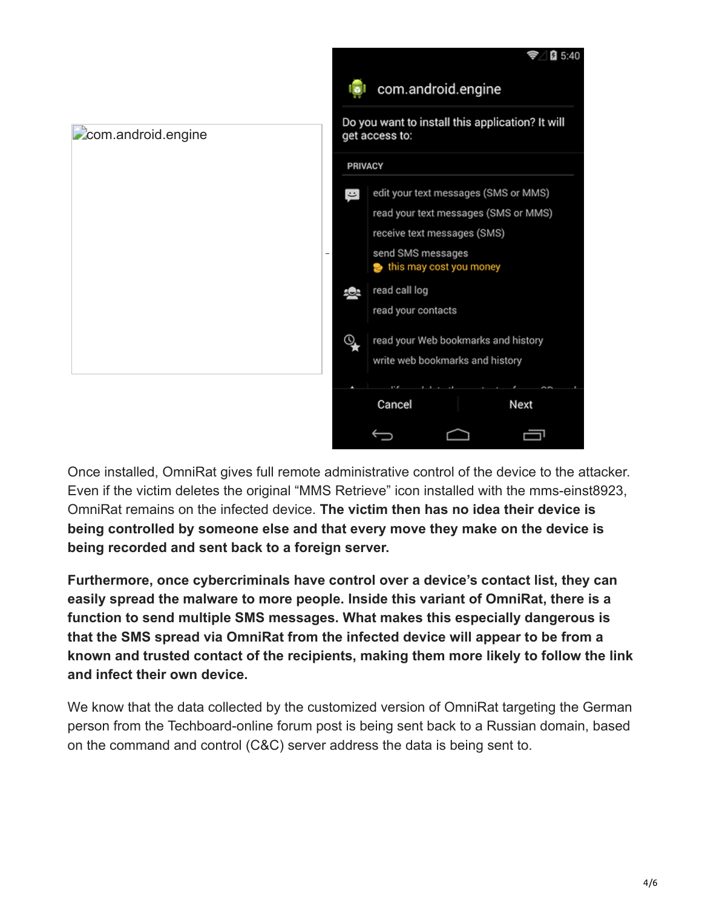com.android.engine

Once installed, OmniRat gives full remote administrative control of the device to the attacker. Even if the victim deletes the original “MMS Retrieve” icon installed with the mms-einst8923, OmniRat remains on the infected device. **The victim then has no idea their device is being controlled by someone else and that every move they make on the device is being recorded and sent back to a foreign server.**

**Furthermore, once cybercriminals have control over a device’s contact list, they can easily spread the malware to more people. Inside this variant of OmniRat, there is a function to send multiple SMS messages. What makes this especially dangerous is that the SMS spread via OmniRat from the infected device will appear to be from a known and trusted contact of the recipients, making them more likely to follow the link and infect their own device.**

We know that the data collected by the customized version of OmniRat targeting the German person from the Techboard-online forum post is being sent back to a Russian domain, based on the command and control (C&C) server address the data is being sent to.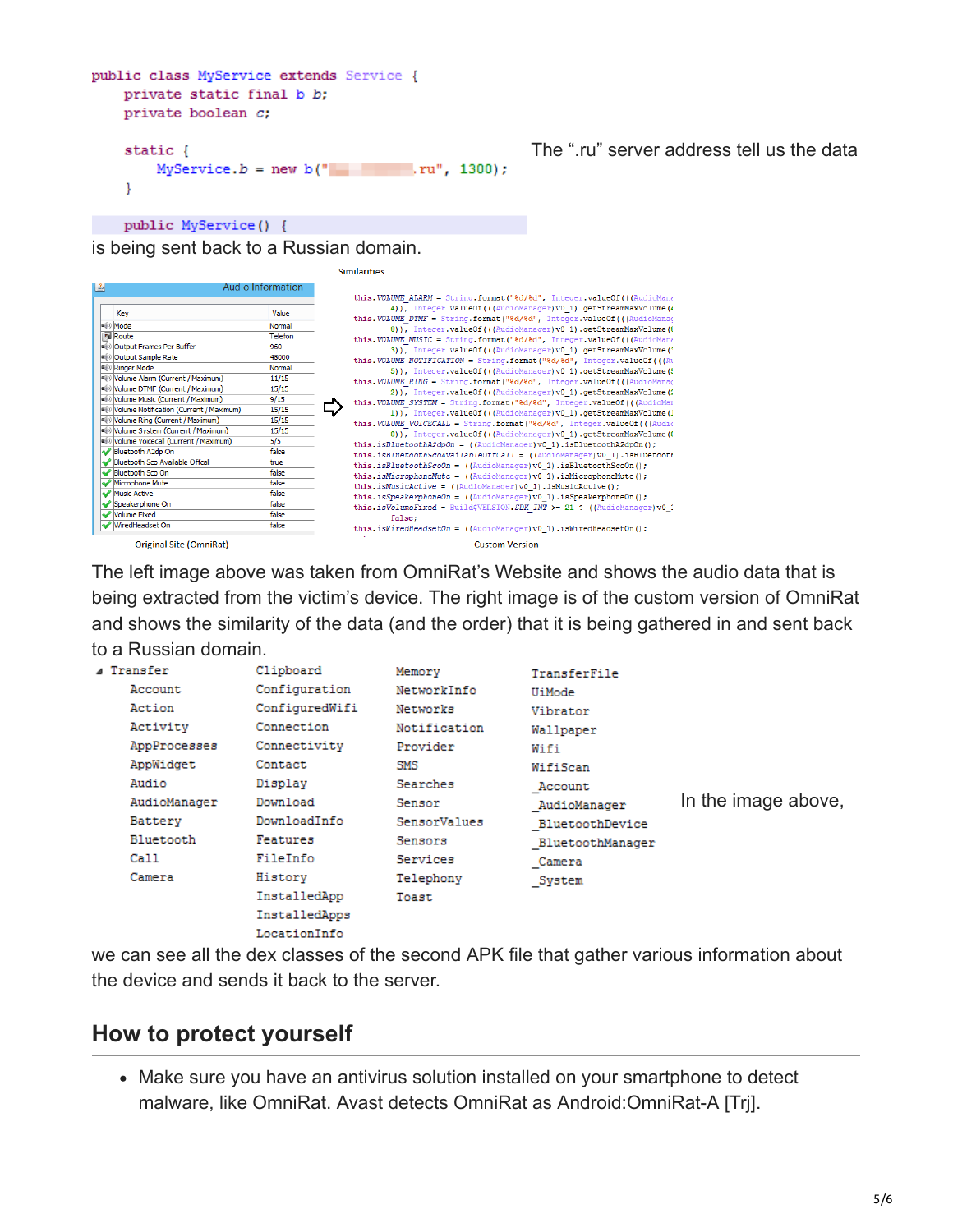```java
public class MyService extends Service {
    private static final b b;
    private boolean c;

    static {
        MyService.b = new b("                .ru", 1300);
    }

    public MyService() {
```

The ".ru" server address tell us the data is being sent back to a Russian domain.

Similarities

| Key | Value |
| --- | --- |
| Mode | Normal |
| Route | Telefon |
| Output Frames Per Buffer | 960 |
| Output Sample Rate | 48000 |
| Ringer Mode | Normal |
| Volume Alarm (Current / Maximum) | 11/15 |
| Volume DTMF (Current / Maximum) | 15/15 |
| Volume Music (Current / Maximum) | 9/15 |
| Volume Notification (Current / Maximum) | 15/15 |
| Volume Ring (Current / Maximum) | 15/15 |
| Volume System (Current / Maximum) | 15/15 |
| Volume Voicecall (Current / Maximum) | 5/5 |
| Bluetooth A2dp On | false |
| Bluetooth Sco Available Offcall | true |
| Bluetooth Sco On | false |
| Microphone Mute | false |
| Music Active | false |
| Speakerphone On | false |
| Volume Fixed | false |
| WiredHeadset On | false |

Original Site (OmniRat)

```java
this.VOLUME_ALARM = String.format("%d/%d", Integer.valueOf(((AudioMana
    4)), Integer.valueOf(((AudioManager)v0_1).getStreamMaxVolume(4
this.VOLUME_DTMF = String.format("%d/%d", Integer.valueOf(((AudioManag
    8)), Integer.valueOf(((AudioManager)v0_1).getStreamMaxVolume(8
this.VOLUME_MUSIC = String.format("%d/%d", Integer.valueOf(((AudioMana
    3)), Integer.valueOf(((AudioManager)v0_1).getStreamMaxVolume(3
this.VOLUME_NOTIFICATION = String.format("%d/%d", Integer.valueOf(((Au
    5)), Integer.valueOf(((AudioManager)v0_1).getStreamMaxVolume(5
this.VOLUME_RING = String.format("%d/%d", Integer.valueOf(((AudioManag
    2)), Integer.valueOf(((AudioManager)v0_1).getStreamMaxVolume(2
this.VOLUME_SYSTEM = String.format("%d/%d", Integer.valueOf(((AudioMan
    1)), Integer.valueOf(((AudioManager)v0_1).getStreamMaxVolume(1
this.VOLUME_VOICECALL = String.format("%d/%d", Integer.valueOf(((Audi
    0)), Integer.valueOf(((AudioManager)v0_1).getStreamMaxVolume(0
this.isBluetoothA2dpOn = ((AudioManager)v0_1).isBluetoothA2dpOn();
this.isBluetoothScoAvailableOffCall = ((AudioManager)v0_1).isBluetootl
this.isBluetoothScoOn = ((AudioManager)v0_1).isBluetoothScoOn();
this.isMicrophoneMute = ((AudioManager)v0_1).isMicrophoneMute();
this.isMusicActive = ((AudioManager)v0_1).isMusicActive();
this.isSpeakerphoneOn = ((AudioManager)v0_1).isSpeakerphoneOn();
this.isVolumeFixed = Build$VERSION.SDK_INT >= 21 ? ((AudioManager)v0_1
    false;
this.isWiredHeadsetOn = ((AudioManager)v0_1).isWiredHeadsetOn();
```

Custom Version

The left image above was taken from OmniRat's Website and shows the audio data that is being extracted from the victim's device. The right image is of the custom version of OmniRat and shows the similarity of the data (and the order) that it is being gathered in and sent back to a Russian domain.

```
◢ Transfer
    Account          Clipboard        Memory          TransferFile
    Action           Configuration    NetworkInfo     UiMode
    Activity         ConfiguredWifi   Networks        Vibrator
    AppProcesses     Connection       Notification    Wallpaper
    AppWidget        Connectivity     Provider        Wifi
    Audio            Contact          SMS             WifiScan
    AudioManager     Display          Searches        _Account
    Battery          Download         Sensor          _AudioManager
    Bluetooth        DownloadInfo     SensorValues    _BluetoothDevice
    Call             Features         Sensors         _BluetoothManager
    Camera           FileInfo         Services        _Camera
                     History          Telephony       _System
                     InstalledApp     Toast
                     InstalledApps
                     LocationInfo
```

In the image above, we can see all the dex classes of the second APK file that gather various information about the device and sends it back to the server.

## How to protect yourself

- Make sure you have an antivirus solution installed on your smartphone to detect malware, like OmniRat. Avast detects OmniRat as Android:OmniRat-A [Trj].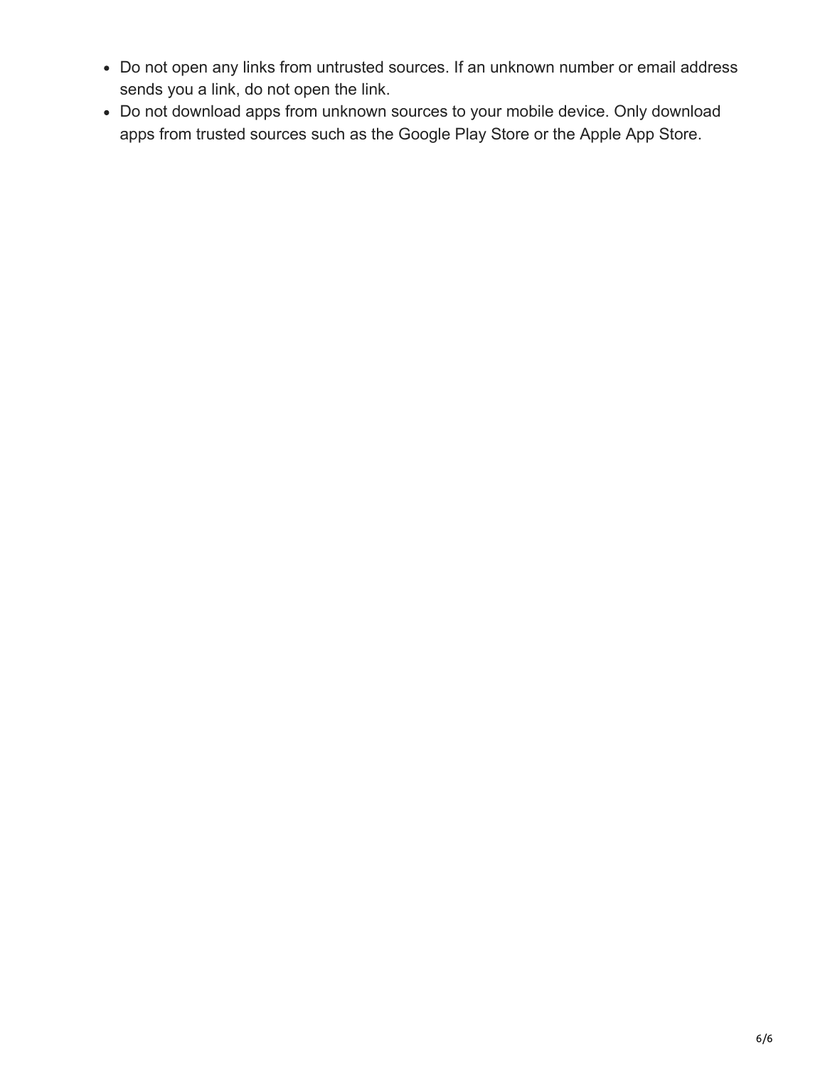- Do not open any links from untrusted sources. If an unknown number or email address sends you a link, do not open the link.
- Do not download apps from unknown sources to your mobile device. Only download apps from trusted sources such as the Google Play Store or the Apple App Store.